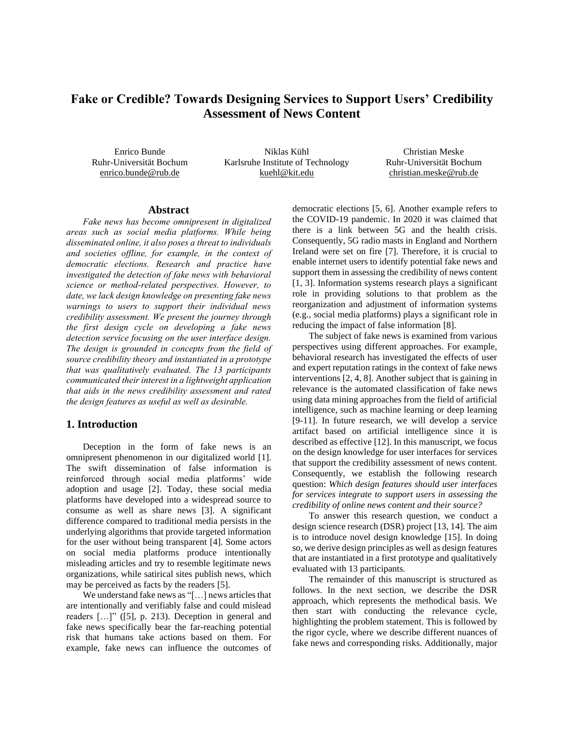# Fake or Credible? Towards Designing Services to Support Users' Credibility Assessment of News Content

Enrico Bunde
Ruhr-Universität Bochum
enrico.bunde@rub.de

Niklas Kühl
Karlsruhe Institute of Technology
kuehl@kit.edu

Christian Meske
Ruhr-Universität Bochum
christian.meske@rub.de

## Abstract

*Fake news has become omnipresent in digitalized areas such as social media platforms. While being disseminated online, it also poses a threat to individuals and societies offline, for example, in the context of democratic elections. Research and practice have investigated the detection of fake news with behavioral science or method-related perspectives. However, to date, we lack design knowledge on presenting fake news warnings to users to support their individual news credibility assessment. We present the journey through the first design cycle on developing a fake news detection service focusing on the user interface design. The design is grounded in concepts from the field of source credibility theory and instantiated in a prototype that was qualitatively evaluated. The 13 participants communicated their interest in a lightweight application that aids in the news credibility assessment and rated the design features as useful as well as desirable.*

## 1. Introduction

Deception in the form of fake news is an omnipresent phenomenon in our digitalized world [1]. The swift dissemination of false information is reinforced through social media platforms' wide adoption and usage [2]. Today, these social media platforms have developed into a widespread source to consume as well as share news [3]. A significant difference compared to traditional media persists in the underlying algorithms that provide targeted information for the user without being transparent [4]. Some actors on social media platforms produce intentionally misleading articles and try to resemble legitimate news organizations, while satirical sites publish news, which may be perceived as facts by the readers [5].

We understand fake news as "[…] news articles that are intentionally and verifiably false and could mislead readers […]" ([5], p. 213). Deception in general and fake news specifically bear the far-reaching potential risk that humans take actions based on them. For example, fake news can influence the outcomes of democratic elections [5, 6]. Another example refers to the COVID-19 pandemic. In 2020 it was claimed that there is a link between 5G and the health crisis. Consequently, 5G radio masts in England and Northern Ireland were set on fire [7]. Therefore, it is crucial to enable internet users to identify potential fake news and support them in assessing the credibility of news content [1, 3]. Information systems research plays a significant role in providing solutions to that problem as the reorganization and adjustment of information systems (e.g., social media platforms) plays a significant role in reducing the impact of false information [8].

The subject of fake news is examined from various perspectives using different approaches. For example, behavioral research has investigated the effects of user and expert reputation ratings in the context of fake news interventions [2, 4, 8]. Another subject that is gaining in relevance is the automated classification of fake news using data mining approaches from the field of artificial intelligence, such as machine learning or deep learning [9-11]. In future research, we will develop a service artifact based on artificial intelligence since it is described as effective [12]. In this manuscript, we focus on the design knowledge for user interfaces for services that support the credibility assessment of news content. Consequently, we establish the following research question: *Which design features should user interfaces for services integrate to support users in assessing the credibility of online news content and their source?*

To answer this research question, we conduct a design science research (DSR) project [13, 14]. The aim is to introduce novel design knowledge [15]. In doing so, we derive design principles as well as design features that are instantiated in a first prototype and qualitatively evaluated with 13 participants.

The remainder of this manuscript is structured as follows. In the next section, we describe the DSR approach, which represents the methodical basis. We then start with conducting the relevance cycle, highlighting the problem statement. This is followed by the rigor cycle, where we describe different nuances of fake news and corresponding risks. Additionally, major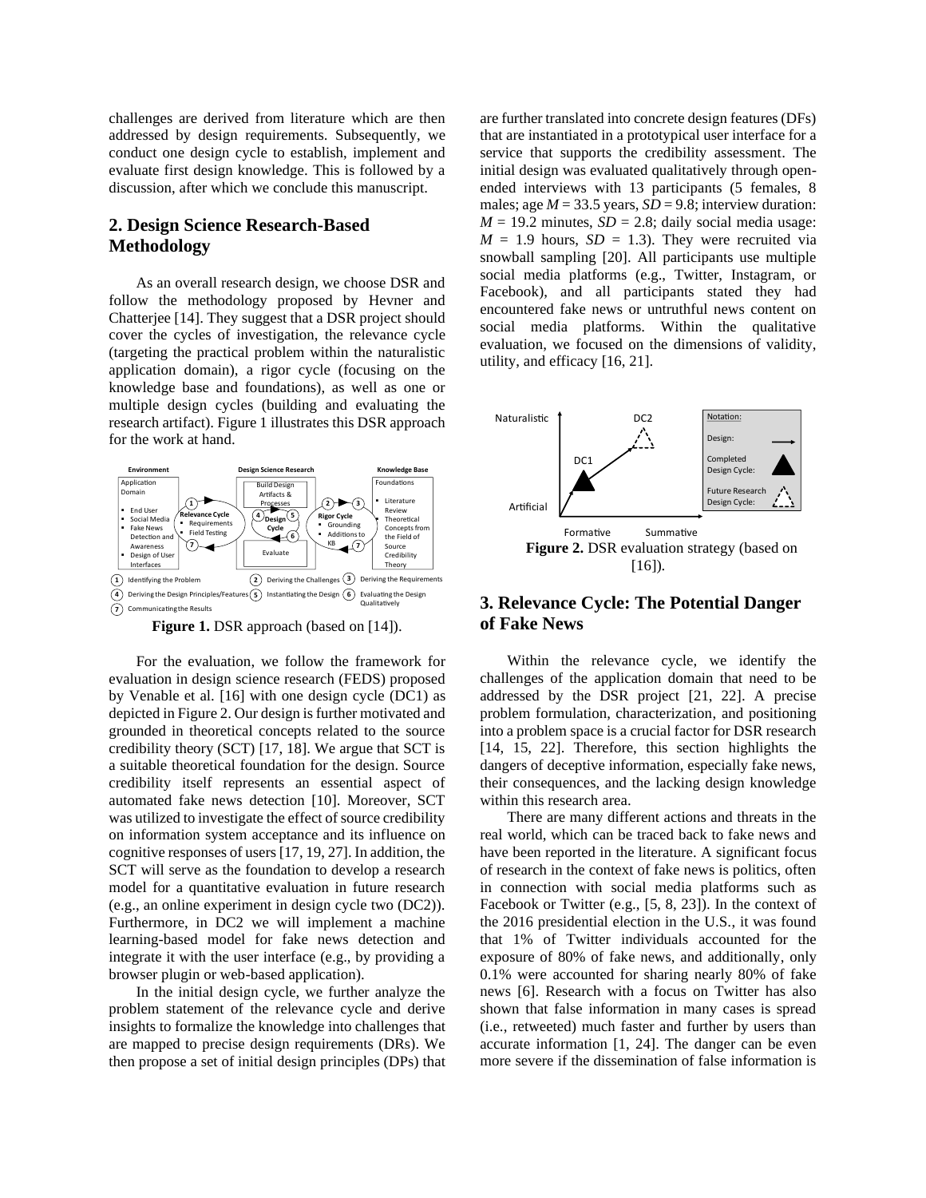challenges are derived from literature which are then addressed by design requirements. Subsequently, we conduct one design cycle to establish, implement and evaluate first design knowledge. This is followed by a discussion, after which we conclude this manuscript.

## 2. Design Science Research-Based Methodology

As an overall research design, we choose DSR and follow the methodology proposed by Hevner and Chatterjee [14]. They suggest that a DSR project should cover the cycles of investigation, the relevance cycle (targeting the practical problem within the naturalistic application domain), a rigor cycle (focusing on the knowledge base and foundations), as well as one or multiple design cycles (building and evaluating the research artifact). Figure 1 illustrates this DSR approach for the work at hand.

**Figure 1.** DSR approach (based on [14]).

For the evaluation, we follow the framework for evaluation in design science research (FEDS) proposed by Venable et al. [16] with one design cycle (DC1) as depicted in Figure 2. Our design is further motivated and grounded in theoretical concepts related to the source credibility theory (SCT) [17, 18]. We argue that SCT is a suitable theoretical foundation for the design. Source credibility itself represents an essential aspect of automated fake news detection [10]. Moreover, SCT was utilized to investigate the effect of source credibility on information system acceptance and its influence on cognitive responses of users [17, 19, 27]. In addition, the SCT will serve as the foundation to develop a research model for a quantitative evaluation in future research (e.g., an online experiment in design cycle two (DC2)). Furthermore, in DC2 we will implement a machine learning-based model for fake news detection and integrate it with the user interface (e.g., by providing a browser plugin or web-based application).

In the initial design cycle, we further analyze the problem statement of the relevance cycle and derive insights to formalize the knowledge into challenges that are mapped to precise design requirements (DRs). We then propose a set of initial design principles (DPs) that are further translated into concrete design features (DFs) that are instantiated in a prototypical user interface for a service that supports the credibility assessment. The initial design was evaluated qualitatively through open-ended interviews with 13 participants (5 females, 8 males; age $M$ = 33.5 years, $SD$ = 9.8; interview duration: $M$ = 19.2 minutes, $SD$ = 2.8; daily social media usage: $M$ = 1.9 hours, $SD$ = 1.3). They were recruited via snowball sampling [20]. All participants use multiple social media platforms (e.g., Twitter, Instagram, or Facebook), and all participants stated they had encountered fake news or untruthful news content on social media platforms. Within the qualitative evaluation, we focused on the dimensions of validity, utility, and efficacy [16, 21].

**Figure 2.** DSR evaluation strategy (based on [16]).

## 3. Relevance Cycle: The Potential Danger of Fake News

Within the relevance cycle, we identify the challenges of the application domain that need to be addressed by the DSR project [21, 22]. A precise problem formulation, characterization, and positioning into a problem space is a crucial factor for DSR research [14, 15, 22]. Therefore, this section highlights the dangers of deceptive information, especially fake news, their consequences, and the lacking design knowledge within this research area.

There are many different actions and threats in the real world, which can be traced back to fake news and have been reported in the literature. A significant focus of research in the context of fake news is politics, often in connection with social media platforms such as Facebook or Twitter (e.g., [5, 8, 23]). In the context of the 2016 presidential election in the U.S., it was found that 1% of Twitter individuals accounted for the exposure of 80% of fake news, and additionally, only 0.1% were accounted for sharing nearly 80% of fake news [6]. Research with a focus on Twitter has also shown that false information in many cases is spread (i.e., retweeted) much faster and further by users than accurate information [1, 24]. The danger can be even more severe if the dissemination of false information is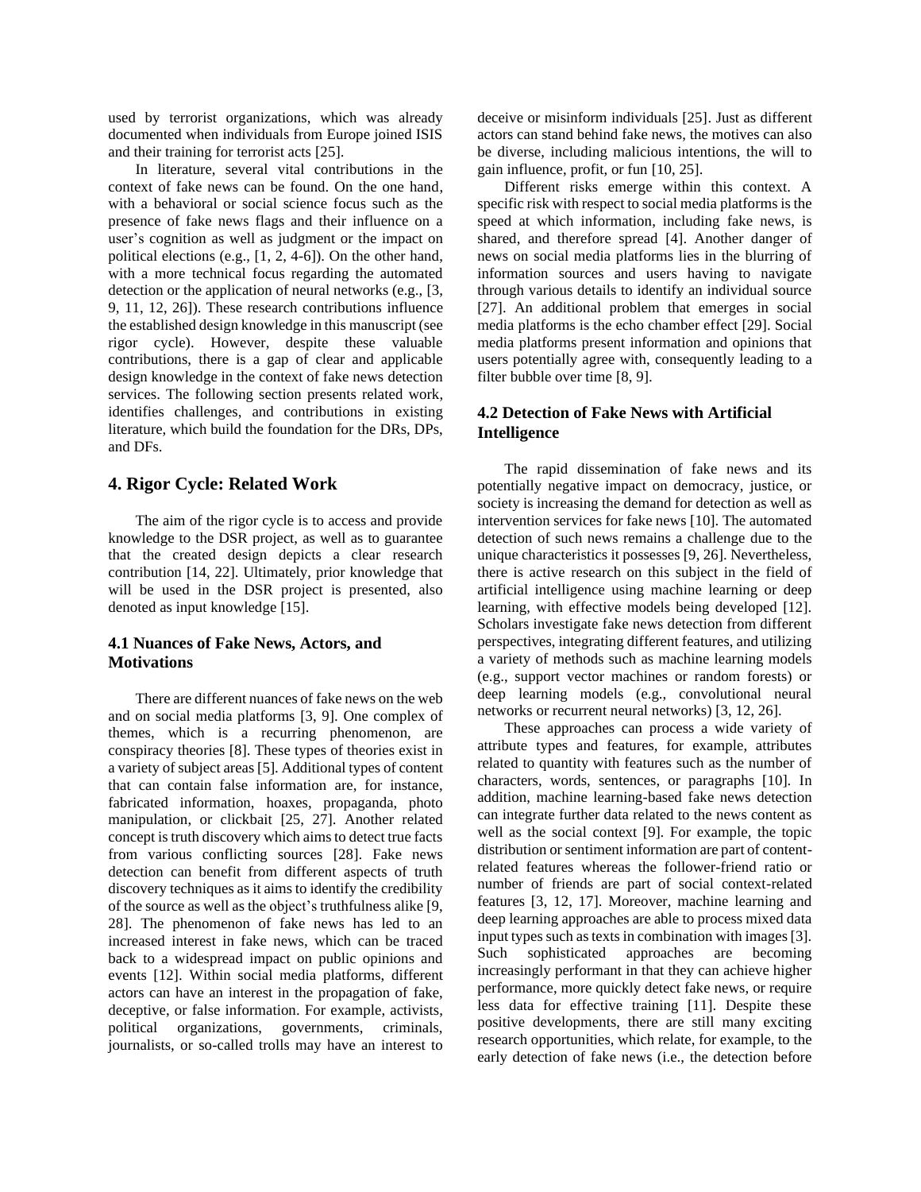used by terrorist organizations, which was already documented when individuals from Europe joined ISIS and their training for terrorist acts [25].

In literature, several vital contributions in the context of fake news can be found. On the one hand, with a behavioral or social science focus such as the presence of fake news flags and their influence on a user's cognition as well as judgment or the impact on political elections (e.g., [1, 2, 4-6]). On the other hand, with a more technical focus regarding the automated detection or the application of neural networks (e.g., [3, 9, 11, 12, 26]). These research contributions influence the established design knowledge in this manuscript (see rigor cycle). However, despite these valuable contributions, there is a gap of clear and applicable design knowledge in the context of fake news detection services. The following section presents related work, identifies challenges, and contributions in existing literature, which build the foundation for the DRs, DPs, and DFs.

## 4. Rigor Cycle: Related Work

The aim of the rigor cycle is to access and provide knowledge to the DSR project, as well as to guarantee that the created design depicts a clear research contribution [14, 22]. Ultimately, prior knowledge that will be used in the DSR project is presented, also denoted as input knowledge [15].

### 4.1 Nuances of Fake News, Actors, and Motivations

There are different nuances of fake news on the web and on social media platforms [3, 9]. One complex of themes, which is a recurring phenomenon, are conspiracy theories [8]. These types of theories exist in a variety of subject areas [5]. Additional types of content that can contain false information are, for instance, fabricated information, hoaxes, propaganda, photo manipulation, or clickbait [25, 27]. Another related concept is truth discovery which aims to detect true facts from various conflicting sources [28]. Fake news detection can benefit from different aspects of truth discovery techniques as it aims to identify the credibility of the source as well as the object's truthfulness alike [9, 28]. The phenomenon of fake news has led to an increased interest in fake news, which can be traced back to a widespread impact on public opinions and events [12]. Within social media platforms, different actors can have an interest in the propagation of fake, deceptive, or false information. For example, activists, political organizations, governments, criminals, journalists, or so-called trolls may have an interest to deceive or misinform individuals [25]. Just as different actors can stand behind fake news, the motives can also be diverse, including malicious intentions, the will to gain influence, profit, or fun [10, 25].

Different risks emerge within this context. A specific risk with respect to social media platforms is the speed at which information, including fake news, is shared, and therefore spread [4]. Another danger of news on social media platforms lies in the blurring of information sources and users having to navigate through various details to identify an individual source [27]. An additional problem that emerges in social media platforms is the echo chamber effect [29]. Social media platforms present information and opinions that users potentially agree with, consequently leading to a filter bubble over time [8, 9].

### 4.2 Detection of Fake News with Artificial Intelligence

The rapid dissemination of fake news and its potentially negative impact on democracy, justice, or society is increasing the demand for detection as well as intervention services for fake news [10]. The automated detection of such news remains a challenge due to the unique characteristics it possesses [9, 26]. Nevertheless, there is active research on this subject in the field of artificial intelligence using machine learning or deep learning, with effective models being developed [12]. Scholars investigate fake news detection from different perspectives, integrating different features, and utilizing a variety of methods such as machine learning models (e.g., support vector machines or random forests) or deep learning models (e.g., convolutional neural networks or recurrent neural networks) [3, 12, 26].

These approaches can process a wide variety of attribute types and features, for example, attributes related to quantity with features such as the number of characters, words, sentences, or paragraphs [10]. In addition, machine learning-based fake news detection can integrate further data related to the news content as well as the social context [9]. For example, the topic distribution or sentiment information are part of content-related features whereas the follower-friend ratio or number of friends are part of social context-related features [3, 12, 17]. Moreover, machine learning and deep learning approaches are able to process mixed data input types such as texts in combination with images [3]. Such sophisticated approaches are becoming increasingly performant in that they can achieve higher performance, more quickly detect fake news, or require less data for effective training [11]. Despite these positive developments, there are still many exciting research opportunities, which relate, for example, to the early detection of fake news (i.e., the detection before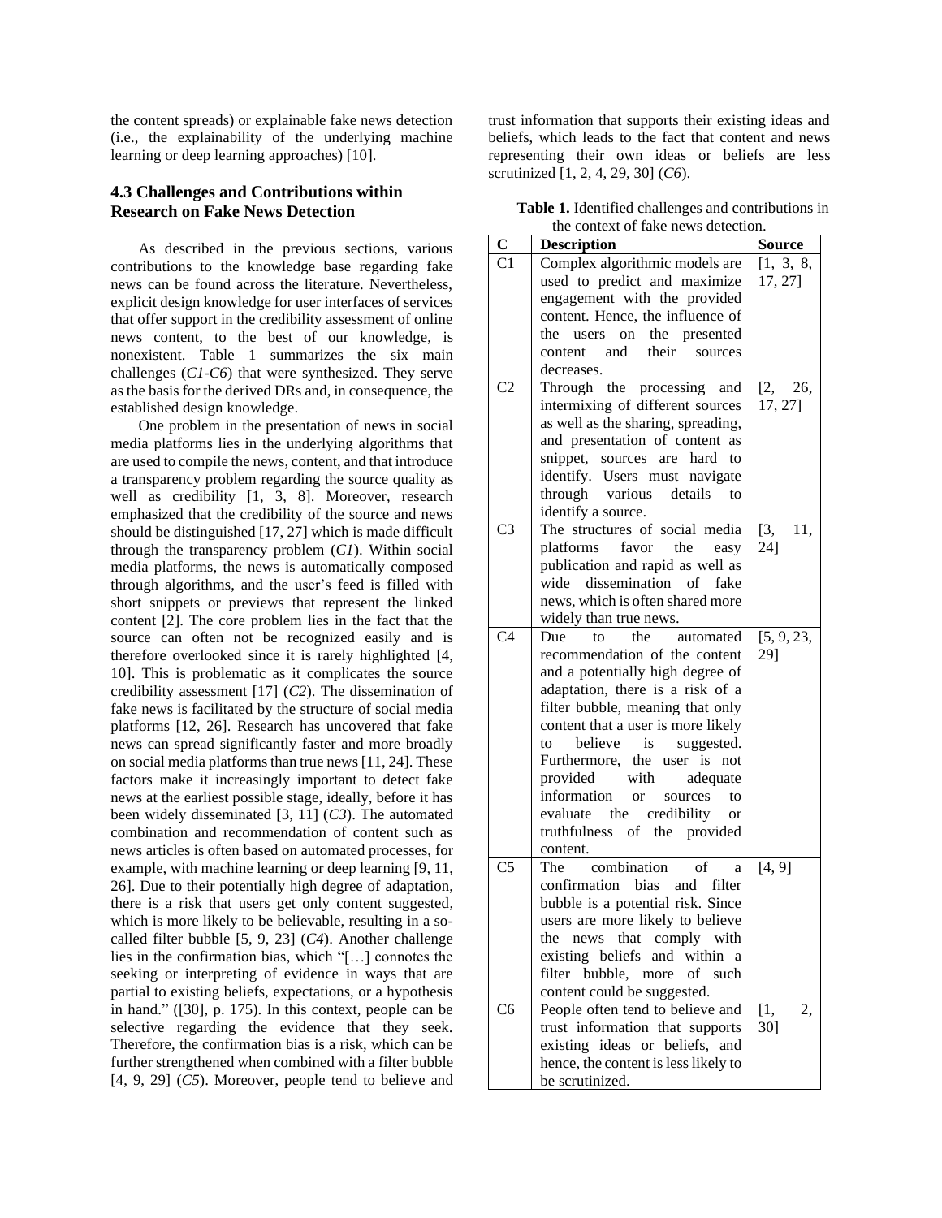the content spreads) or explainable fake news detection (i.e., the explainability of the underlying machine learning or deep learning approaches) [10].

### 4.3 Challenges and Contributions within Research on Fake News Detection

As described in the previous sections, various contributions to the knowledge base regarding fake news can be found across the literature. Nevertheless, explicit design knowledge for user interfaces of services that offer support in the credibility assessment of online news content, to the best of our knowledge, is nonexistent. Table 1 summarizes the six main challenges (*C1-C6*) that were synthesized. They serve as the basis for the derived DRs and, in consequence, the established design knowledge.

One problem in the presentation of news in social media platforms lies in the underlying algorithms that are used to compile the news, content, and that introduce a transparency problem regarding the source quality as well as credibility [1, 3, 8]. Moreover, research emphasized that the credibility of the source and news should be distinguished [17, 27] which is made difficult through the transparency problem (*C1*). Within social media platforms, the news is automatically composed through algorithms, and the user's feed is filled with short snippets or previews that represent the linked content [2]. The core problem lies in the fact that the source can often not be recognized easily and is therefore overlooked since it is rarely highlighted [4, 10]. This is problematic as it complicates the source credibility assessment [17] (*C2*). The dissemination of fake news is facilitated by the structure of social media platforms [12, 26]. Research has uncovered that fake news can spread significantly faster and more broadly on social media platforms than true news [11, 24]. These factors make it increasingly important to detect fake news at the earliest possible stage, ideally, before it has been widely disseminated [3, 11] (*C3*). The automated combination and recommendation of content such as news articles is often based on automated processes, for example, with machine learning or deep learning [9, 11, 26]. Due to their potentially high degree of adaptation, there is a risk that users get only content suggested, which is more likely to be believable, resulting in a so-called filter bubble [5, 9, 23] (*C4*). Another challenge lies in the confirmation bias, which "[…] connotes the seeking or interpreting of evidence in ways that are partial to existing beliefs, expectations, or a hypothesis in hand." ([30], p. 175). In this context, people can be selective regarding the evidence that they seek. Therefore, the confirmation bias is a risk, which can be further strengthened when combined with a filter bubble [4, 9, 29] (*C5*). Moreover, people tend to believe and trust information that supports their existing ideas and beliefs, which leads to the fact that content and news representing their own ideas or beliefs are less scrutinized [1, 2, 4, 29, 30] (*C6*).

**Table 1.** Identified challenges and contributions in the context of fake news detection.

| C | Description | Source |
|---|---|---|
| C1 | Complex algorithmic models are used to predict and maximize engagement with the provided content. Hence, the influence of the users on the presented content and their sources decreases. | [1, 3, 8, 17, 27] |
| C2 | Through the processing and intermixing of different sources as well as the sharing, spreading, and presentation of content as snippet, sources are hard to identify. Users must navigate through various details to identify a source. | [2, 26, 17, 27] |
| C3 | The structures of social media platforms favor the easy publication and rapid as well as wide dissemination of fake news, which is often shared more widely than true news. | [3, 11, 24] |
| C4 | Due to the automated recommendation of the content and a potentially high degree of adaptation, there is a risk of a filter bubble, meaning that only content that a user is more likely to believe is suggested. Furthermore, the user is not provided with adequate information or sources to evaluate the credibility or truthfulness of the provided content. | [5, 9, 23, 29] |
| C5 | The combination of a confirmation bias and filter bubble is a potential risk. Since users are more likely to believe the news that comply with existing beliefs and within a filter bubble, more of such content could be suggested. | [4, 9] |
| C6 | People often tend to believe and trust information that supports existing ideas or beliefs, and hence, the content is less likely to be scrutinized. | [1, 2, 30] |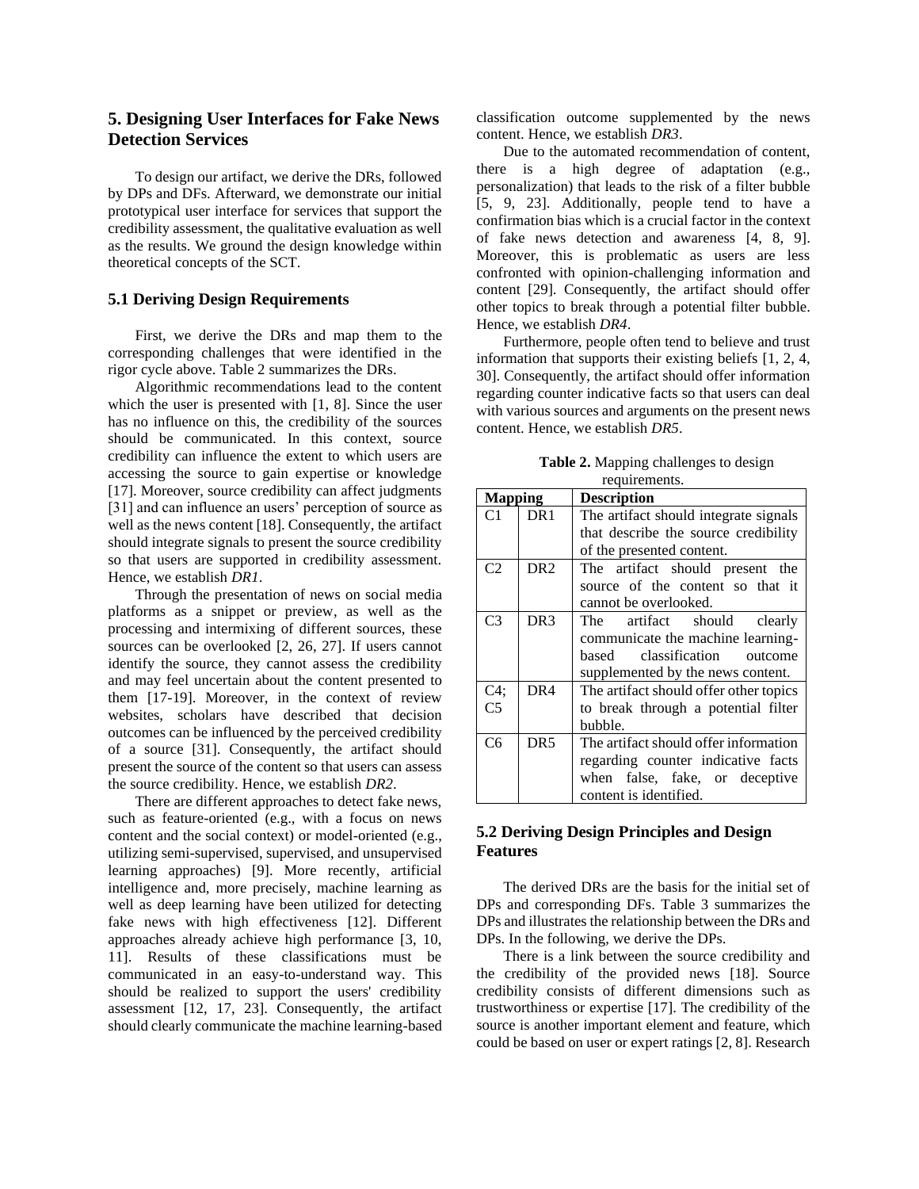## 5. Designing User Interfaces for Fake News Detection Services

To design our artifact, we derive the DRs, followed by DPs and DFs. Afterward, we demonstrate our initial prototypical user interface for services that support the credibility assessment, the qualitative evaluation as well as the results. We ground the design knowledge within theoretical concepts of the SCT.

### 5.1 Deriving Design Requirements

First, we derive the DRs and map them to the corresponding challenges that were identified in the rigor cycle above. Table 2 summarizes the DRs.

Algorithmic recommendations lead to the content which the user is presented with [1, 8]. Since the user has no influence on this, the credibility of the sources should be communicated. In this context, source credibility can influence the extent to which users are accessing the source to gain expertise or knowledge [17]. Moreover, source credibility can affect judgments [31] and can influence an users' perception of source as well as the news content [18]. Consequently, the artifact should integrate signals to present the source credibility so that users are supported in credibility assessment. Hence, we establish *DR1*.

Through the presentation of news on social media platforms as a snippet or preview, as well as the processing and intermixing of different sources, these sources can be overlooked [2, 26, 27]. If users cannot identify the source, they cannot assess the credibility and may feel uncertain about the content presented to them [17-19]. Moreover, in the context of review websites, scholars have described that decision outcomes can be influenced by the perceived credibility of a source [31]. Consequently, the artifact should present the source of the content so that users can assess the source credibility. Hence, we establish *DR2*.

There are different approaches to detect fake news, such as feature-oriented (e.g., with a focus on news content and the social context) or model-oriented (e.g., utilizing semi-supervised, supervised, and unsupervised learning approaches) [9]. More recently, artificial intelligence and, more precisely, machine learning as well as deep learning have been utilized for detecting fake news with high effectiveness [12]. Different approaches already achieve high performance [3, 10, 11]. Results of these classifications must be communicated in an easy-to-understand way. This should be realized to support the users' credibility assessment [12, 17, 23]. Consequently, the artifact should clearly communicate the machine learning-based classification outcome supplemented by the news content. Hence, we establish *DR3*.

Due to the automated recommendation of content, there is a high degree of adaptation (e.g., personalization) that leads to the risk of a filter bubble [5, 9, 23]. Additionally, people tend to have a confirmation bias which is a crucial factor in the context of fake news detection and awareness [4, 8, 9]. Moreover, this is problematic as users are less confronted with opinion-challenging information and content [29]. Consequently, the artifact should offer other topics to break through a potential filter bubble. Hence, we establish *DR4*.

Furthermore, people often tend to believe and trust information that supports their existing beliefs [1, 2, 4, 30]. Consequently, the artifact should offer information regarding counter indicative facts so that users can deal with various sources and arguments on the present news content. Hence, we establish *DR5*.

**Table 2.** Mapping challenges to design requirements.

| Mapping | | Description |
|---|---|---|
| C1 | DR1 | The artifact should integrate signals that describe the source credibility of the presented content. |
| C2 | DR2 | The artifact should present the source of the content so that it cannot be overlooked. |
| C3 | DR3 | The artifact should clearly communicate the machine learning-based classification outcome supplemented by the news content. |
| C4; C5 | DR4 | The artifact should offer other topics to break through a potential filter bubble. |
| C6 | DR5 | The artifact should offer information regarding counter indicative facts when false, fake, or deceptive content is identified. |

### 5.2 Deriving Design Principles and Design Features

The derived DRs are the basis for the initial set of DPs and corresponding DFs. Table 3 summarizes the DPs and illustrates the relationship between the DRs and DPs. In the following, we derive the DPs.

There is a link between the source credibility and the credibility of the provided news [18]. Source credibility consists of different dimensions such as trustworthiness or expertise [17]. The credibility of the source is another important element and feature, which could be based on user or expert ratings [2, 8]. Research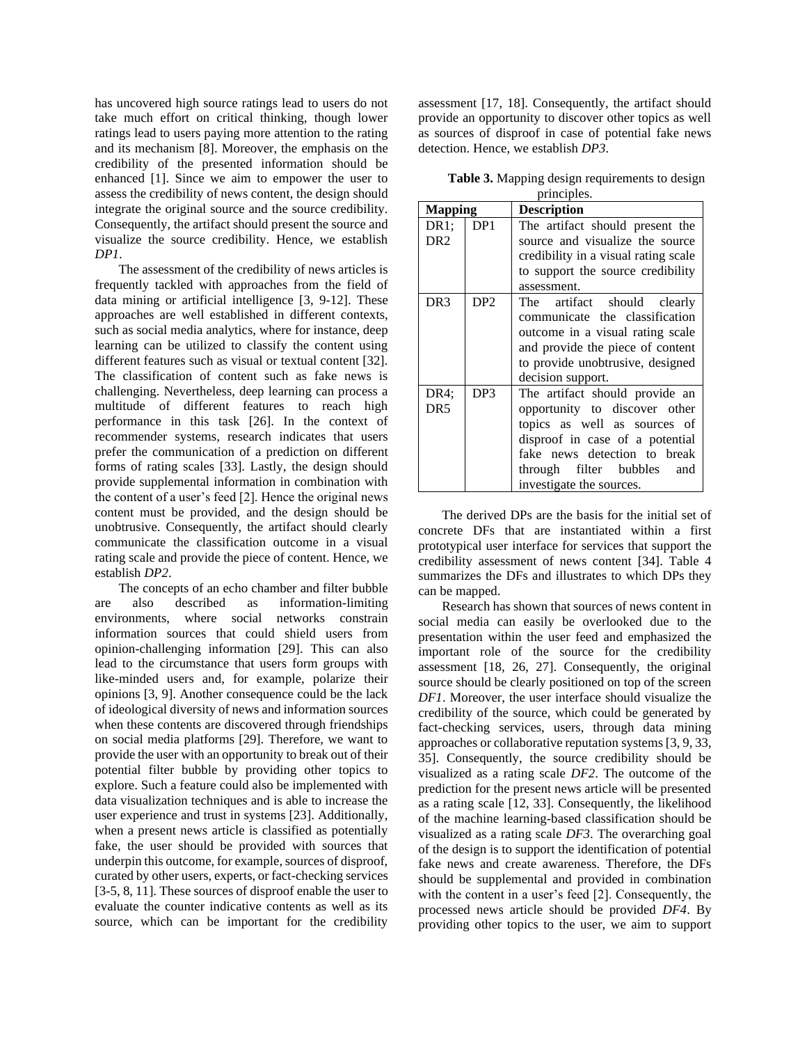has uncovered high source ratings lead to users do not take much effort on critical thinking, though lower ratings lead to users paying more attention to the rating and its mechanism [8]. Moreover, the emphasis on the credibility of the presented information should be enhanced [1]. Since we aim to empower the user to assess the credibility of news content, the design should integrate the original source and the source credibility. Consequently, the artifact should present the source and visualize the source credibility. Hence, we establish *DP1*.

The assessment of the credibility of news articles is frequently tackled with approaches from the field of data mining or artificial intelligence [3, 9-12]. These approaches are well established in different contexts, such as social media analytics, where for instance, deep learning can be utilized to classify the content using different features such as visual or textual content [32]. The classification of content such as fake news is challenging. Nevertheless, deep learning can process a multitude of different features to reach high performance in this task [26]. In the context of recommender systems, research indicates that users prefer the communication of a prediction on different forms of rating scales [33]. Lastly, the design should provide supplemental information in combination with the content of a user's feed [2]. Hence the original news content must be provided, and the design should be unobtrusive. Consequently, the artifact should clearly communicate the classification outcome in a visual rating scale and provide the piece of content. Hence, we establish *DP2*.

The concepts of an echo chamber and filter bubble are also described as information-limiting environments, where social networks constrain information sources that could shield users from opinion-challenging information [29]. This can also lead to the circumstance that users form groups with like-minded users and, for example, polarize their opinions [3, 9]. Another consequence could be the lack of ideological diversity of news and information sources when these contents are discovered through friendships on social media platforms [29]. Therefore, we want to provide the user with an opportunity to break out of their potential filter bubble by providing other topics to explore. Such a feature could also be implemented with data visualization techniques and is able to increase the user experience and trust in systems [23]. Additionally, when a present news article is classified as potentially fake, the user should be provided with sources that underpin this outcome, for example, sources of disproof, curated by other users, experts, or fact-checking services [3-5, 8, 11]. These sources of disproof enable the user to evaluate the counter indicative contents as well as its source, which can be important for the credibility assessment [17, 18]. Consequently, the artifact should provide an opportunity to discover other topics as well as sources of disproof in case of potential fake news detection. Hence, we establish *DP3*.

**Table 3.** Mapping design requirements to design principles.

| Mapping | | Description |
|---|---|---|
| DR1; DR2 | DP1 | The artifact should present the source and visualize the source credibility in a visual rating scale to support the source credibility assessment. |
| DR3 | DP2 | The artifact should clearly communicate the classification outcome in a visual rating scale and provide the piece of content to provide unobtrusive, designed decision support. |
| DR4; DR5 | DP3 | The artifact should provide an opportunity to discover other topics as well as sources of disproof in case of a potential fake news detection to break through filter bubbles and investigate the sources. |

The derived DPs are the basis for the initial set of concrete DFs that are instantiated within a first prototypical user interface for services that support the credibility assessment of news content [34]. Table 4 summarizes the DFs and illustrates to which DPs they can be mapped.

Research has shown that sources of news content in social media can easily be overlooked due to the presentation within the user feed and emphasized the important role of the source for the credibility assessment [18, 26, 27]. Consequently, the original source should be clearly positioned on top of the screen *DF1*. Moreover, the user interface should visualize the credibility of the source, which could be generated by fact-checking services, users, through data mining approaches or collaborative reputation systems [3, 9, 33, 35]. Consequently, the source credibility should be visualized as a rating scale *DF2*. The outcome of the prediction for the present news article will be presented as a rating scale [12, 33]. Consequently, the likelihood of the machine learning-based classification should be visualized as a rating scale *DF3*. The overarching goal of the design is to support the identification of potential fake news and create awareness. Therefore, the DFs should be supplemental and provided in combination with the content in a user's feed [2]. Consequently, the processed news article should be provided *DF4*. By providing other topics to the user, we aim to support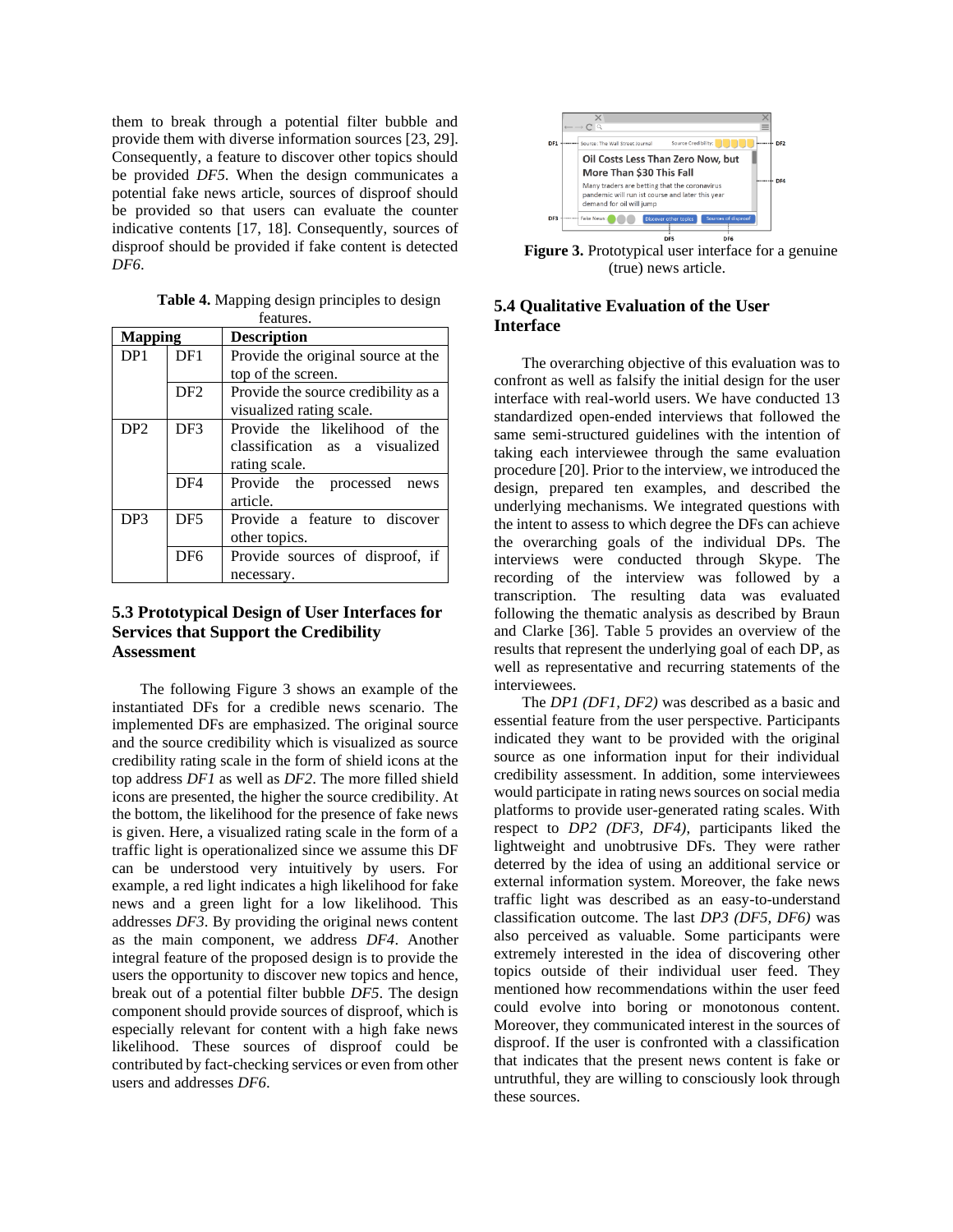them to break through a potential filter bubble and provide them with diverse information sources [23, 29]. Consequently, a feature to discover other topics should be provided *DF5*. When the design communicates a potential fake news article, sources of disproof should be provided so that users can evaluate the counter indicative contents [17, 18]. Consequently, sources of disproof should be provided if fake content is detected *DF6*.

**Table 4.** Mapping design principles to design features.

| Mapping | | Description |
|---|---|---|
| DP1 | DF1 | Provide the original source at the top of the screen. |
| | DF2 | Provide the source credibility as a visualized rating scale. |
| DP2 | DF3 | Provide the likelihood of the classification as a visualized rating scale. |
| | DF4 | Provide the processed news article. |
| DP3 | DF5 | Provide a feature to discover other topics. |
| | DF6 | Provide sources of disproof, if necessary. |

### 5.3 Prototypical Design of User Interfaces for Services that Support the Credibility Assessment

The following Figure 3 shows an example of the instantiated DFs for a credible news scenario. The implemented DFs are emphasized. The original source and the source credibility which is visualized as source credibility rating scale in the form of shield icons at the top address *DF1* as well as *DF2*. The more filled shield icons are presented, the higher the source credibility. At the bottom, the likelihood for the presence of fake news is given. Here, a visualized rating scale in the form of a traffic light is operationalized since we assume this DF can be understood very intuitively by users. For example, a red light indicates a high likelihood for fake news and a green light for a low likelihood. This addresses *DF3*. By providing the original news content as the main component, we address *DF4*. Another integral feature of the proposed design is to provide the users the opportunity to discover new topics and hence, break out of a potential filter bubble *DF5*. The design component should provide sources of disproof, which is especially relevant for content with a high fake news likelihood. These sources of disproof could be contributed by fact-checking services or even from other users and addresses *DF6*.

**Figure 3.** Prototypical user interface for a genuine (true) news article.

### 5.4 Qualitative Evaluation of the User Interface

The overarching objective of this evaluation was to confront as well as falsify the initial design for the user interface with real-world users. We have conducted 13 standardized open-ended interviews that followed the same semi-structured guidelines with the intention of taking each interviewee through the same evaluation procedure [20]. Prior to the interview, we introduced the design, prepared ten examples, and described the underlying mechanisms. We integrated questions with the intent to assess to which degree the DFs can achieve the overarching goals of the individual DPs. The interviews were conducted through Skype. The recording of the interview was followed by a transcription. The resulting data was evaluated following the thematic analysis as described by Braun and Clarke [36]. Table 5 provides an overview of the results that represent the underlying goal of each DP, as well as representative and recurring statements of the interviewees.

The *DP1 (DF1, DF2)* was described as a basic and essential feature from the user perspective. Participants indicated they want to be provided with the original source as one information input for their individual credibility assessment. In addition, some interviewees would participate in rating news sources on social media platforms to provide user-generated rating scales. With respect to *DP2 (DF3, DF4)*, participants liked the lightweight and unobtrusive DFs. They were rather deterred by the idea of using an additional service or external information system. Moreover, the fake news traffic light was described as an easy-to-understand classification outcome. The last *DP3 (DF5, DF6)* was also perceived as valuable. Some participants were extremely interested in the idea of discovering other topics outside of their individual user feed. They mentioned how recommendations within the user feed could evolve into boring or monotonous content. Moreover, they communicated interest in the sources of disproof. If the user is confronted with a classification that indicates that the present news content is fake or untruthful, they are willing to consciously look through these sources.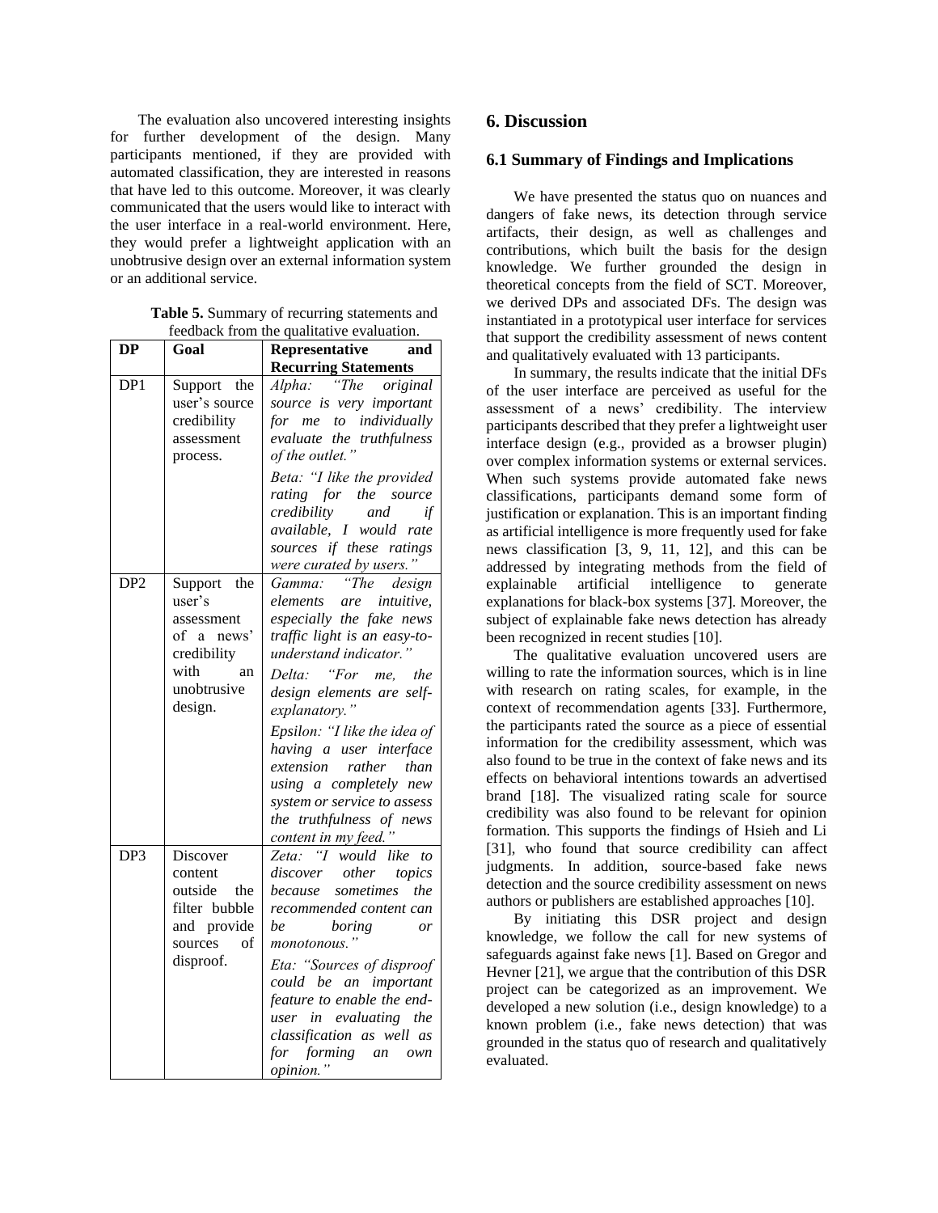The evaluation also uncovered interesting insights for further development of the design. Many participants mentioned, if they are provided with automated classification, they are interested in reasons that have led to this outcome. Moreover, it was clearly communicated that the users would like to interact with the user interface in a real-world environment. Here, they would prefer a lightweight application with an unobtrusive design over an external information system or an additional service.

**Table 5.** Summary of recurring statements and feedback from the qualitative evaluation.

| DP | Goal | Representative and Recurring Statements |
|---|---|---|
| DP1 | Support the user's source credibility assessment process. | *Alpha: "The original source is very important for me to individually evaluate the truthfulness of the outlet."* <br> *Beta: "I like the provided rating for the source credibility and if available, I would rate sources if these ratings were curated by users."* |
| DP2 | Support the user's assessment of a news' credibility with an unobtrusive design. | *Gamma: "The design elements are intuitive, especially the fake news traffic light is an easy-to-understand indicator."* <br> *Delta: "For me, the design elements are self-explanatory."* <br> *Epsilon: "I like the idea of having a user interface extension rather than using a completely new system or service to assess the truthfulness of news content in my feed."* |
| DP3 | Discover content outside the filter bubble and provide sources of disproof. | *Zeta: "I would like to discover other topics because sometimes the recommended content can be boring or monotonous."* <br> *Eta: "Sources of disproof could be an important feature to enable the end-user in evaluating the classification as well as for forming an own opinion."* |

## 6. Discussion

### 6.1 Summary of Findings and Implications

We have presented the status quo on nuances and dangers of fake news, its detection through service artifacts, their design, as well as challenges and contributions, which built the basis for the design knowledge. We further grounded the design in theoretical concepts from the field of SCT. Moreover, we derived DPs and associated DFs. The design was instantiated in a prototypical user interface for services that support the credibility assessment of news content and qualitatively evaluated with 13 participants.

In summary, the results indicate that the initial DFs of the user interface are perceived as useful for the assessment of a news' credibility. The interview participants described that they prefer a lightweight user interface design (e.g., provided as a browser plugin) over complex information systems or external services. When such systems provide automated fake news classifications, participants demand some form of justification or explanation. This is an important finding as artificial intelligence is more frequently used for fake news classification [3, 9, 11, 12], and this can be addressed by integrating methods from the field of explainable artificial intelligence to generate explanations for black-box systems [37]. Moreover, the subject of explainable fake news detection has already been recognized in recent studies [10].

The qualitative evaluation uncovered users are willing to rate the information sources, which is in line with research on rating scales, for example, in the context of recommendation agents [33]. Furthermore, the participants rated the source as a piece of essential information for the credibility assessment, which was also found to be true in the context of fake news and its effects on behavioral intentions towards an advertised brand [18]. The visualized rating scale for source credibility was also found to be relevant for opinion formation. This supports the findings of Hsieh and Li [31], who found that source credibility can affect judgments. In addition, source-based fake news detection and the source credibility assessment on news authors or publishers are established approaches [10].

By initiating this DSR project and design knowledge, we follow the call for new systems of safeguards against fake news [1]. Based on Gregor and Hevner [21], we argue that the contribution of this DSR project can be categorized as an improvement. We developed a new solution (i.e., design knowledge) to a known problem (i.e., fake news detection) that was grounded in the status quo of research and qualitatively evaluated.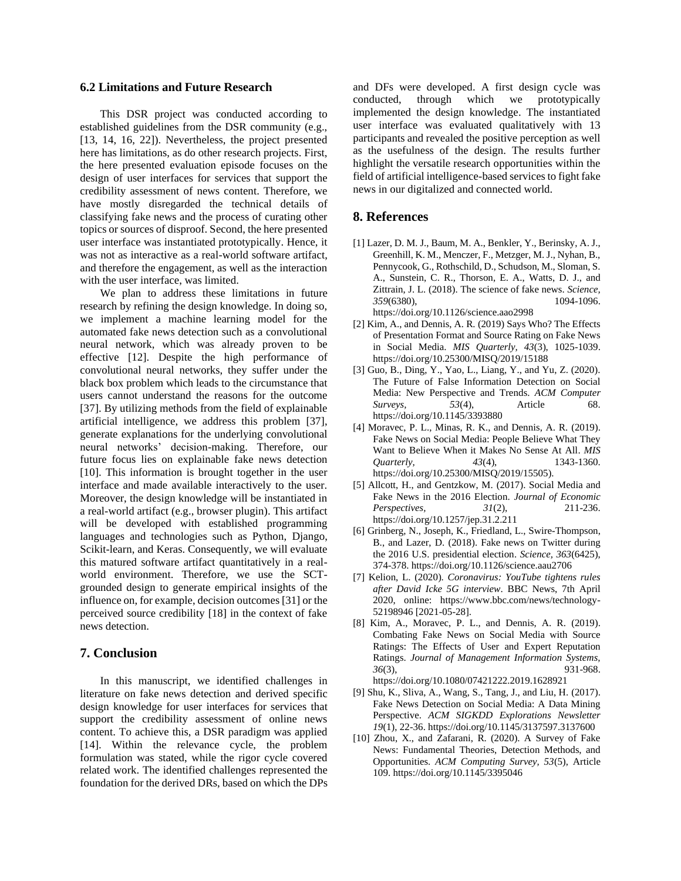### 6.2 Limitations and Future Research

This DSR project was conducted according to established guidelines from the DSR community (e.g., [13, 14, 16, 22]). Nevertheless, the project presented here has limitations, as do other research projects. First, the here presented evaluation episode focuses on the design of user interfaces for services that support the credibility assessment of news content. Therefore, we have mostly disregarded the technical details of classifying fake news and the process of curating other topics or sources of disproof. Second, the here presented user interface was instantiated prototypically. Hence, it was not as interactive as a real-world software artifact, and therefore the engagement, as well as the interaction with the user interface, was limited.

We plan to address these limitations in future research by refining the design knowledge. In doing so, we implement a machine learning model for the automated fake news detection such as a convolutional neural network, which was already proven to be effective [12]. Despite the high performance of convolutional neural networks, they suffer under the black box problem which leads to the circumstance that users cannot understand the reasons for the outcome [37]. By utilizing methods from the field of explainable artificial intelligence, we address this problem [37], generate explanations for the underlying convolutional neural networks' decision-making. Therefore, our future focus lies on explainable fake news detection [10]. This information is brought together in the user interface and made available interactively to the user. Moreover, the design knowledge will be instantiated in a real-world artifact (e.g., browser plugin). This artifact will be developed with established programming languages and technologies such as Python, Django, Scikit-learn, and Keras. Consequently, we will evaluate this matured software artifact quantitatively in a real-world environment. Therefore, we use the SCT-grounded design to generate empirical insights of the influence on, for example, decision outcomes [31] or the perceived source credibility [18] in the context of fake news detection.

## 7. Conclusion

In this manuscript, we identified challenges in literature on fake news detection and derived specific design knowledge for user interfaces for services that support the credibility assessment of online news content. To achieve this, a DSR paradigm was applied [14]. Within the relevance cycle, the problem formulation was stated, while the rigor cycle covered related work. The identified challenges represented the foundation for the derived DRs, based on which the DPs and DFs were developed. A first design cycle was conducted, through which we prototypically implemented the design knowledge. The instantiated user interface was evaluated qualitatively with 13 participants and revealed the positive perception as well as the usefulness of the design. The results further highlight the versatile research opportunities within the field of artificial intelligence-based services to fight fake news in our digitalized and connected world.

## 8. References

[1] Lazer, D. M. J., Baum, M. A., Benkler, Y., Berinsky, A. J., Greenhill, K. M., Menczer, F., Metzger, M. J., Nyhan, B., Pennycook, G., Rothschild, D., Schudson, M., Sloman, S. A., Sunstein, C. R., Thorson, E. A., Watts, D. J., and Zittrain, J. L. (2018). The science of fake news. *Science, 359*(6380), 1094-1096. https://doi.org/10.1126/science.aao2998

[2] Kim, A., and Dennis, A. R. (2019) Says Who? The Effects of Presentation Format and Source Rating on Fake News in Social Media. *MIS Quarterly, 43*(3), 1025-1039. https://doi.org/10.25300/MISQ/2019/15188

[3] Guo, B., Ding, Y., Yao, L., Liang, Y., and Yu, Z. (2020). The Future of False Information Detection on Social Media: New Perspective and Trends. *ACM Computer Surveys, 53*(4), Article 68. https://doi.org/10.1145/3393880

[4] Moravec, P. L., Minas, R. K., and Dennis, A. R. (2019). Fake News on Social Media: People Believe What They Want to Believe When it Makes No Sense At All. *MIS Quarterly, 43*(4), 1343-1360. https://doi.org/10.25300/MISQ/2019/15505).

[5] Allcott, H., and Gentzkow, M. (2017). Social Media and Fake News in the 2016 Election. *Journal of Economic Perspectives, 31*(2), 211-236. https://doi.org/10.1257/jep.31.2.211

[6] Grinberg, N., Joseph, K., Friedland, L., Swire-Thompson, B., and Lazer, D. (2018). Fake news on Twitter during the 2016 U.S. presidential election. *Science, 363*(6425), 374-378. https://doi.org/10.1126/science.aau2706

[7] Kelion, L. (2020). *Coronavirus: YouTube tightens rules after David Icke 5G interview*. BBC News, 7th April 2020, online: https://www.bbc.com/news/technology-52198946 [2021-05-28].

[8] Kim, A., Moravec, P. L., and Dennis, A. R. (2019). Combating Fake News on Social Media with Source Ratings: The Effects of User and Expert Reputation Ratings. *Journal of Management Information Systems, 36*(3), 931-968. https://doi.org/10.1080/07421222.2019.1628921

[9] Shu, K., Sliva, A., Wang, S., Tang, J., and Liu, H. (2017). Fake News Detection on Social Media: A Data Mining Perspective. *ACM SIGKDD Explorations Newsletter 19*(1), 22-36. https://doi.org/10.1145/3137597.3137600

[10] Zhou, X., and Zafarani, R. (2020). A Survey of Fake News: Fundamental Theories, Detection Methods, and Opportunities. *ACM Computing Survey, 53*(5), Article 109. https://doi.org/10.1145/3395046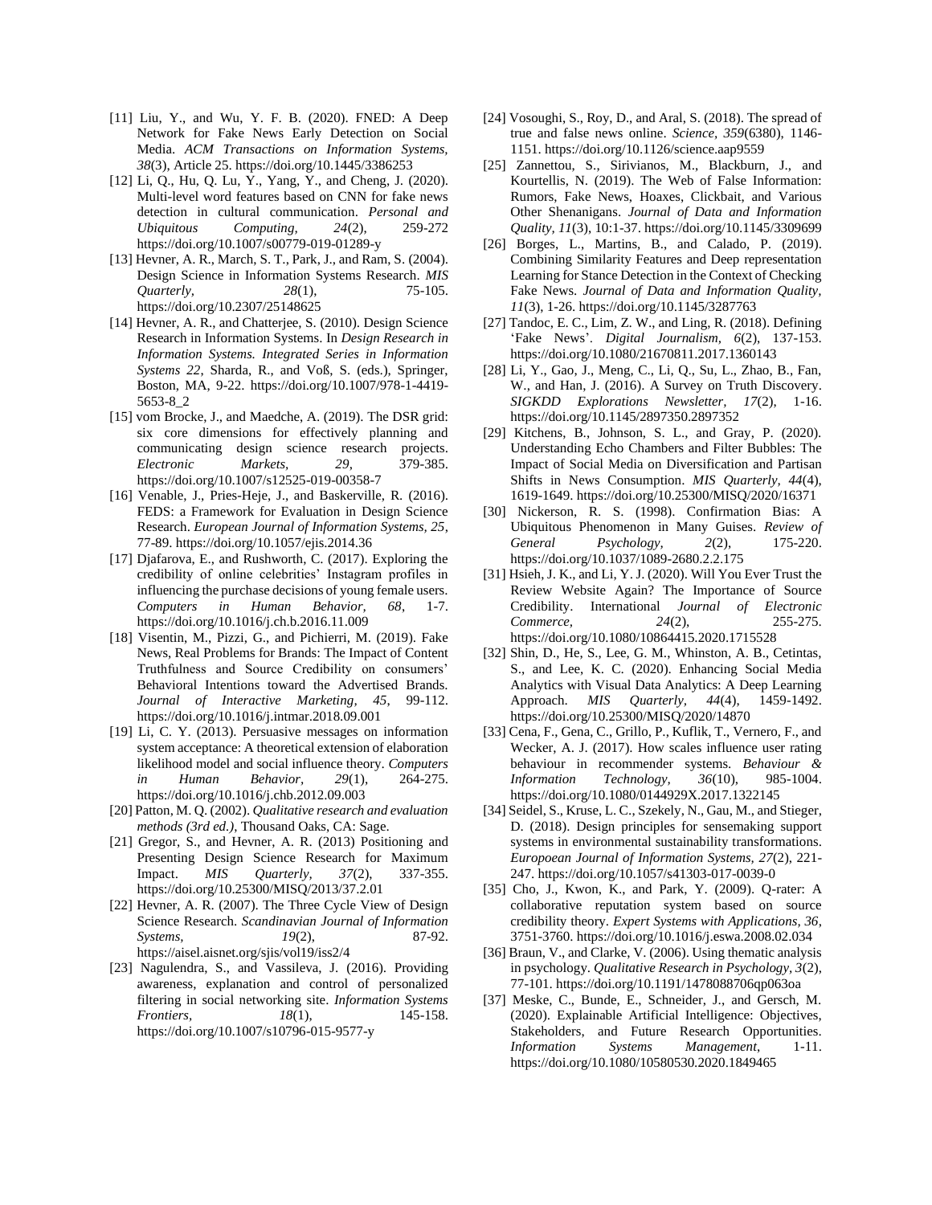[11] Liu, Y., and Wu, Y. F. B. (2020). FNED: A Deep Network for Fake News Early Detection on Social Media. *ACM Transactions on Information Systems, 38*(3), Article 25. https://doi.org/10.1445/3386253

[12] Li, Q., Hu, Q. Lu, Y., Yang, Y., and Cheng, J. (2020). Multi-level word features based on CNN for fake news detection in cultural communication. *Personal and Ubiquitous Computing, 24*(2), 259-272 https://doi.org/10.1007/s00779-019-01289-y

[13] Hevner, A. R., March, S. T., Park, J., and Ram, S. (2004). Design Science in Information Systems Research. *MIS Quarterly, 28*(1), 75-105. https://doi.org/10.2307/25148625

[14] Hevner, A. R., and Chatterjee, S. (2010). Design Science Research in Information Systems. In *Design Research in Information Systems. Integrated Series in Information Systems 22*, Sharda, R., and Voß, S. (eds.), Springer, Boston, MA, 9-22. https://doi.org/10.1007/978-1-4419-5653-8_2

[15] vom Brocke, J., and Maedche, A. (2019). The DSR grid: six core dimensions for effectively planning and communicating design science research projects. *Electronic Markets, 29*, 379-385. https://doi.org/10.1007/s12525-019-00358-7

[16] Venable, J., Pries-Heje, J., and Baskerville, R. (2016). FEDS: a Framework for Evaluation in Design Science Research. *European Journal of Information Systems, 25*, 77-89. https://doi.org/10.1057/ejis.2014.36

[17] Djafarova, E., and Rushworth, C. (2017). Exploring the credibility of online celebrities' Instagram profiles in influencing the purchase decisions of young female users. *Computers in Human Behavior, 68*, 1-7. https://doi.org/10.1016/j.ch.b.2016.11.009

[18] Visentin, M., Pizzi, G., and Pichierri, M. (2019). Fake News, Real Problems for Brands: The Impact of Content Truthfulness and Source Credibility on consumers' Behavioral Intentions toward the Advertised Brands. *Journal of Interactive Marketing, 45*, 99-112. https://doi.org/10.1016/j.intmar.2018.09.001

[19] Li, C. Y. (2013). Persuasive messages on information system acceptance: A theoretical extension of elaboration likelihood model and social influence theory. *Computers in Human Behavior, 29*(1), 264-275. https://doi.org/10.1016/j.chb.2012.09.003

[20] Patton, M. Q. (2002). *Qualitative research and evaluation methods (3rd ed.)*, Thousand Oaks, CA: Sage.

[21] Gregor, S., and Hevner, A. R. (2013) Positioning and Presenting Design Science Research for Maximum Impact. *MIS Quarterly, 37*(2), 337-355. https://doi.org/10.25300/MISQ/2013/37.2.01

[22] Hevner, A. R. (2007). The Three Cycle View of Design Science Research. *Scandinavian Journal of Information Systems, 19*(2), 87-92. https://aisel.aisnet.org/sjis/vol19/iss2/4

[23] Nagulendra, S., and Vassileva, J. (2016). Providing awareness, explanation and control of personalized filtering in social networking site. *Information Systems Frontiers, 18*(1), 145-158. https://doi.org/10.1007/s10796-015-9577-y

[24] Vosoughi, S., Roy, D., and Aral, S. (2018). The spread of true and false news online. *Science, 359*(6380), 1146-1151. https://doi.org/10.1126/science.aap9559

[25] Zannettou, S., Sirivianos, M., Blackburn, J., and Kourtellis, N. (2019). The Web of False Information: Rumors, Fake News, Hoaxes, Clickbait, and Various Other Shenanigans. *Journal of Data and Information Quality, 11*(3), 10:1-37. https://doi.org/10.1145/3309699

[26] Borges, L., Martins, B., and Calado, P. (2019). Combining Similarity Features and Deep representation Learning for Stance Detection in the Context of Checking Fake News. *Journal of Data and Information Quality, 11*(3), 1-26. https://doi.org/10.1145/3287763

[27] Tandoc, E. C., Lim, Z. W., and Ling, R. (2018). Defining 'Fake News'. *Digital Journalism, 6*(2), 137-153. https://doi.org/10.1080/21670811.2017.1360143

[28] Li, Y., Gao, J., Meng, C., Li, Q., Su, L., Zhao, B., Fan, W., and Han, J. (2016). A Survey on Truth Discovery. *SIGKDD Explorations Newsletter, 17*(2), 1-16. https://doi.org/10.1145/2897350.2897352

[29] Kitchens, B., Johnson, S. L., and Gray, P. (2020). Understanding Echo Chambers and Filter Bubbles: The Impact of Social Media on Diversification and Partisan Shifts in News Consumption. *MIS Quarterly, 44*(4), 1619-1649. https://doi.org/10.25300/MISQ/2020/16371

[30] Nickerson, R. S. (1998). Confirmation Bias: A Ubiquitous Phenomenon in Many Guises. *Review of General Psychology, 2*(2), 175-220. https://doi.org/10.1037/1089-2680.2.2.175

[31] Hsieh, J. K., and Li, Y. J. (2020). Will You Ever Trust the Review Website Again? The Importance of Source Credibility. International *Journal of Electronic Commerce, 24*(2), 255-275. https://doi.org/10.1080/10864415.2020.1715528

[32] Shin, D., He, S., Lee, G. M., Whinston, A. B., Cetintas, S., and Lee, K. C. (2020). Enhancing Social Media Analytics with Visual Data Analytics: A Deep Learning Approach. *MIS Quarterly, 44*(4), 1459-1492. https://doi.org/10.25300/MISQ/2020/14870

[33] Cena, F., Gena, C., Grillo, P., Kuflik, T., Vernero, F., and Wecker, A. J. (2017). How scales influence user rating behaviour in recommender systems. *Behaviour & Information Technology, 36*(10), 985-1004. https://doi.org/10.1080/0144929X.2017.1322145

[34] Seidel, S., Kruse, L. C., Szekely, N., Gau, M., and Stieger, D. (2018). Design principles for sensemaking support systems in environmental sustainability transformations. *Euro­opean Journal of Information Systems, 27*(2), 221-247. https://doi.org/10.1057/s41303-017-0039-0

[35] Cho, J., Kwon, K., and Park, Y. (2009). Q-rater: A collaborative reputation system based on source credibility theory. *Expert Systems with Applications, 36*, 3751-3760. https://doi.org/10.1016/j.eswa.2008.02.034

[36] Braun, V., and Clarke, V. (2006). Using thematic analysis in psychology. *Qualitative Research in Psychology, 3*(2), 77-101. https://doi.org/10.1191/1478088706qp063oa

[37] Meske, C., Bunde, E., Schneider, J., and Gersch, M. (2020). Explainable Artificial Intelligence: Objectives, Stakeholders, and Future Research Opportunities. *Information Systems Management*, 1-11. https://doi.org/10.1080/10580530.2020.1849465